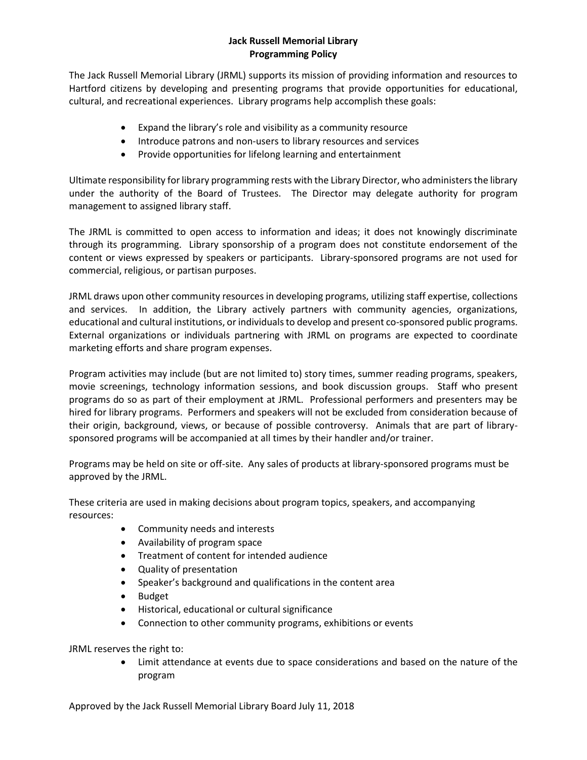# Jack Russell Memorial Library
## Programming Policy

The Jack Russell Memorial Library (JRML) supports its mission of providing information and resources to Hartford citizens by developing and presenting programs that provide opportunities for educational, cultural, and recreational experiences. Library programs help accomplish these goals:

- Expand the library's role and visibility as a community resource
- Introduce patrons and non-users to library resources and services
- Provide opportunities for lifelong learning and entertainment

Ultimate responsibility for library programming rests with the Library Director, who administers the library under the authority of the Board of Trustees. The Director may delegate authority for program management to assigned library staff.

The JRML is committed to open access to information and ideas; it does not knowingly discriminate through its programming. Library sponsorship of a program does not constitute endorsement of the content or views expressed by speakers or participants. Library-sponsored programs are not used for commercial, religious, or partisan purposes.

JRML draws upon other community resources in developing programs, utilizing staff expertise, collections and services. In addition, the Library actively partners with community agencies, organizations, educational and cultural institutions, or individuals to develop and present co-sponsored public programs. External organizations or individuals partnering with JRML on programs are expected to coordinate marketing efforts and share program expenses.

Program activities may include (but are not limited to) story times, summer reading programs, speakers, movie screenings, technology information sessions, and book discussion groups. Staff who present programs do so as part of their employment at JRML. Professional performers and presenters may be hired for library programs. Performers and speakers will not be excluded from consideration because of their origin, background, views, or because of possible controversy. Animals that are part of library-sponsored programs will be accompanied at all times by their handler and/or trainer.

Programs may be held on site or off-site. Any sales of products at library-sponsored programs must be approved by the JRML.

These criteria are used in making decisions about program topics, speakers, and accompanying resources:

- Community needs and interests
- Availability of program space
- Treatment of content for intended audience
- Quality of presentation
- Speaker's background and qualifications in the content area
- Budget
- Historical, educational or cultural significance
- Connection to other community programs, exhibitions or events

JRML reserves the right to:

- Limit attendance at events due to space considerations and based on the nature of the program

Approved by the Jack Russell Memorial Library Board July 11, 2018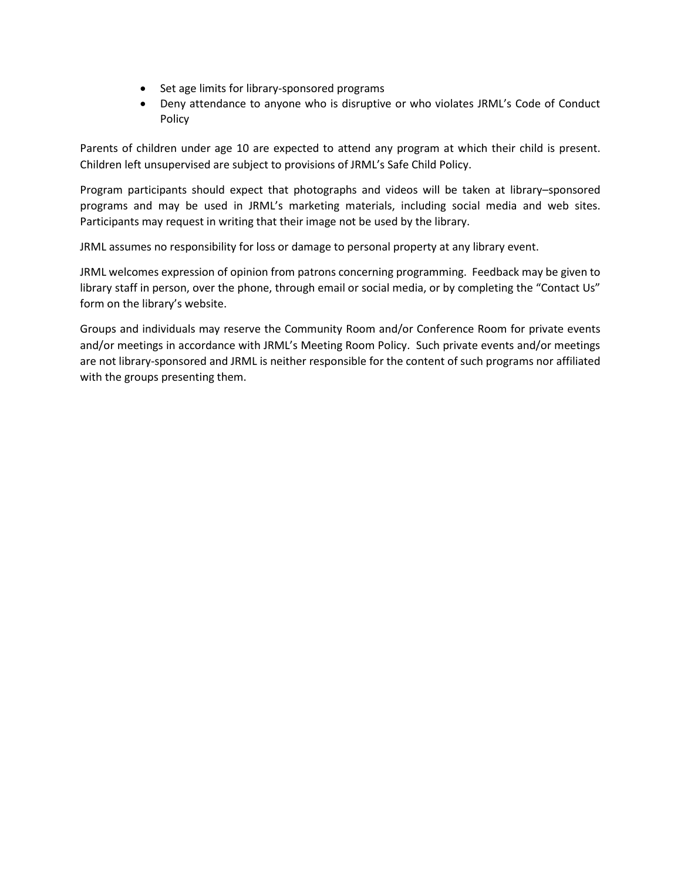- Set age limits for library-sponsored programs
- Deny attendance to anyone who is disruptive or who violates JRML's Code of Conduct Policy

Parents of children under age 10 are expected to attend any program at which their child is present. Children left unsupervised are subject to provisions of JRML's Safe Child Policy.

Program participants should expect that photographs and videos will be taken at library–sponsored programs and may be used in JRML's marketing materials, including social media and web sites. Participants may request in writing that their image not be used by the library.

JRML assumes no responsibility for loss or damage to personal property at any library event.

JRML welcomes expression of opinion from patrons concerning programming. Feedback may be given to library staff in person, over the phone, through email or social media, or by completing the "Contact Us" form on the library's website.

Groups and individuals may reserve the Community Room and/or Conference Room for private events and/or meetings in accordance with JRML's Meeting Room Policy. Such private events and/or meetings are not library-sponsored and JRML is neither responsible for the content of such programs nor affiliated with the groups presenting them.